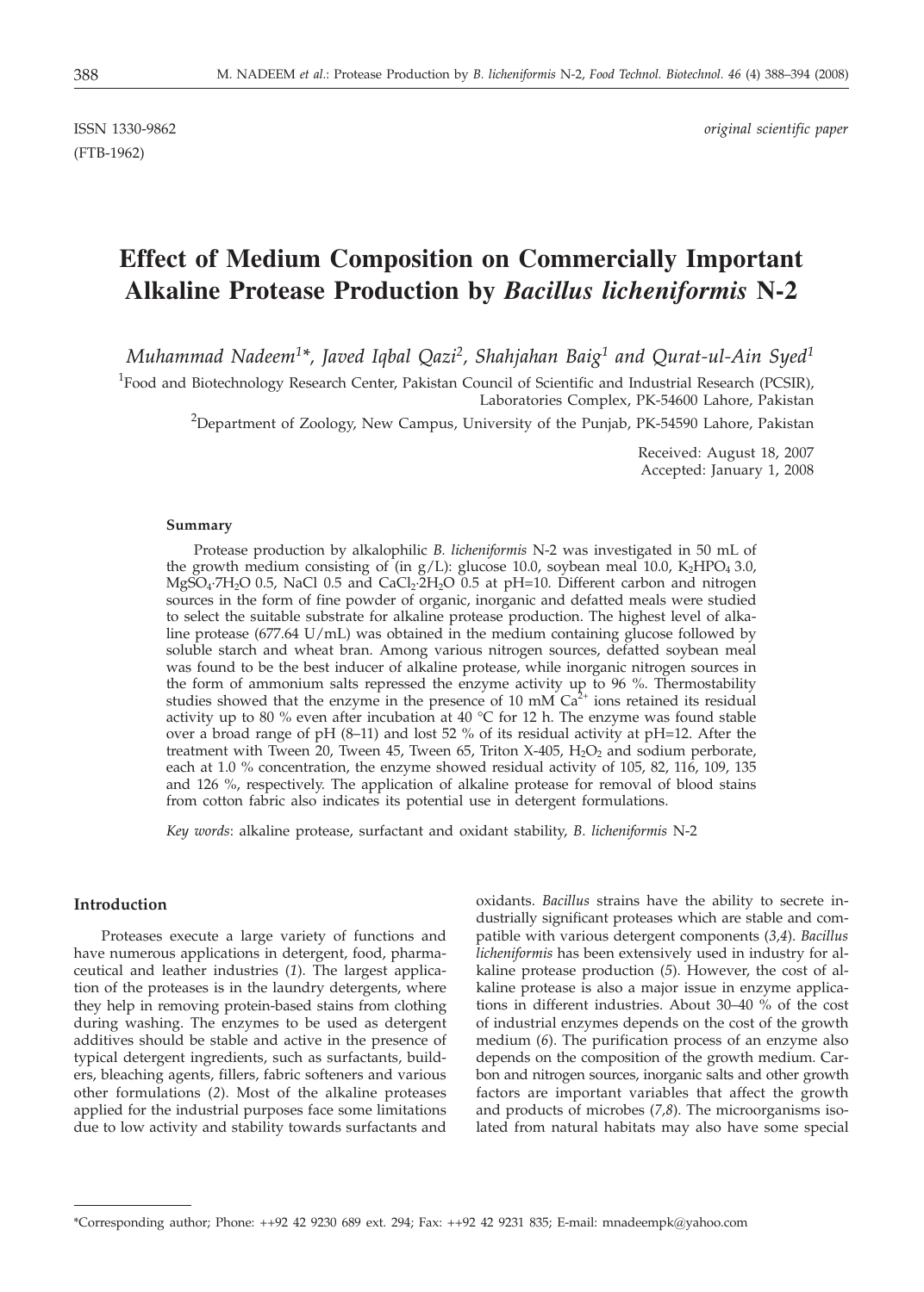ISSN 1330-9862 *original scientific paper*

(FTB-1962)

# Effect of Medium Composition on Commercially Important Alkaline Protease Production by *Bacillus licheniformis* N-2

*Muhammad Nadeem[1]\*, Javed Iqbal Qazi[2], Shahjahan Baig[1] and Qurat-ul-Ain Syed[1]*

[1]Food and Biotechnology Research Center, Pakistan Council of Scientific and Industrial Research (PCSIR), Laboratories Complex, PK-54600 Lahore, Pakistan

[2]Department of Zoology, New Campus, University of the Punjab, PK-54590 Lahore, Pakistan

Received: August 18, 2007
Accepted: January 1, 2008

### Summary

Protease production by alkalophilic *B. licheniformis* N-2 was investigated in 50 mL of the growth medium consisting of (in g/L): glucose 10.0, soybean meal 10.0, $K_2HPO_4$ 3.0, $MgSO_4 \cdot 7H_2O$ 0.5, NaCl 0.5 and $CaCl_2 \cdot 2H_2O$ 0.5 at pH=10. Different carbon and nitrogen sources in the form of fine powder of organic, inorganic and defatted meals were studied to select the suitable substrate for alkaline protease production. The highest level of alkaline protease (677.64 U/mL) was obtained in the medium containing glucose followed by soluble starch and wheat bran. Among various nitrogen sources, defatted soybean meal was found to be the best inducer of alkaline protease, while inorganic nitrogen sources in the form of ammonium salts repressed the enzyme activity up to 96 %. Thermostability studies showed that the enzyme in the presence of 10 mM $Ca^{2+}$ ions retained its residual activity up to 80 % even after incubation at 40 °C for 12 h. The enzyme was found stable over a broad range of pH (8–11) and lost 52 % of its residual activity at pH=12. After the treatment with Tween 20, Tween 45, Tween 65, Triton X-405, $H_2O_2$ and sodium perborate, each at 1.0 % concentration, the enzyme showed residual activity of 105, 82, 116, 109, 135 and 126 %, respectively. The application of alkaline protease for removal of blood stains from cotton fabric also indicates its potential use in detergent formulations.

*Key words*: alkaline protease, surfactant and oxidant stability, *B. licheniformis* N-2

## Introduction

Proteases execute a large variety of functions and have numerous applications in detergent, food, pharmaceutical and leather industries (*1*). The largest application of the proteases is in the laundry detergents, where they help in removing protein-based stains from clothing during washing. The enzymes to be used as detergent additives should be stable and active in the presence of typical detergent ingredients, such as surfactants, builders, bleaching agents, fillers, fabric softeners and various other formulations (*2*). Most of the alkaline proteases applied for the industrial purposes face some limitations due to low activity and stability towards surfactants and oxidants. *Bacillus* strains have the ability to secrete industrially significant proteases which are stable and compatible with various detergent components (*3,4*). *Bacillus licheniformis* has been extensively used in industry for alkaline protease production (*5*). However, the cost of alkaline protease is also a major issue in enzyme applications in different industries. About 30–40 % of the cost of industrial enzymes depends on the cost of the growth medium (*6*). The purification process of an enzyme also depends on the composition of the growth medium. Carbon and nitrogen sources, inorganic salts and other growth factors are important variables that affect the growth and products of microbes (*7,8*). The microorganisms isolated from natural habitats may also have some special

\*Corresponding author; Phone: ++92 42 9230 689 ext. 294; Fax: ++92 42 9231 835; E-mail: mnadeempk@yahoo.com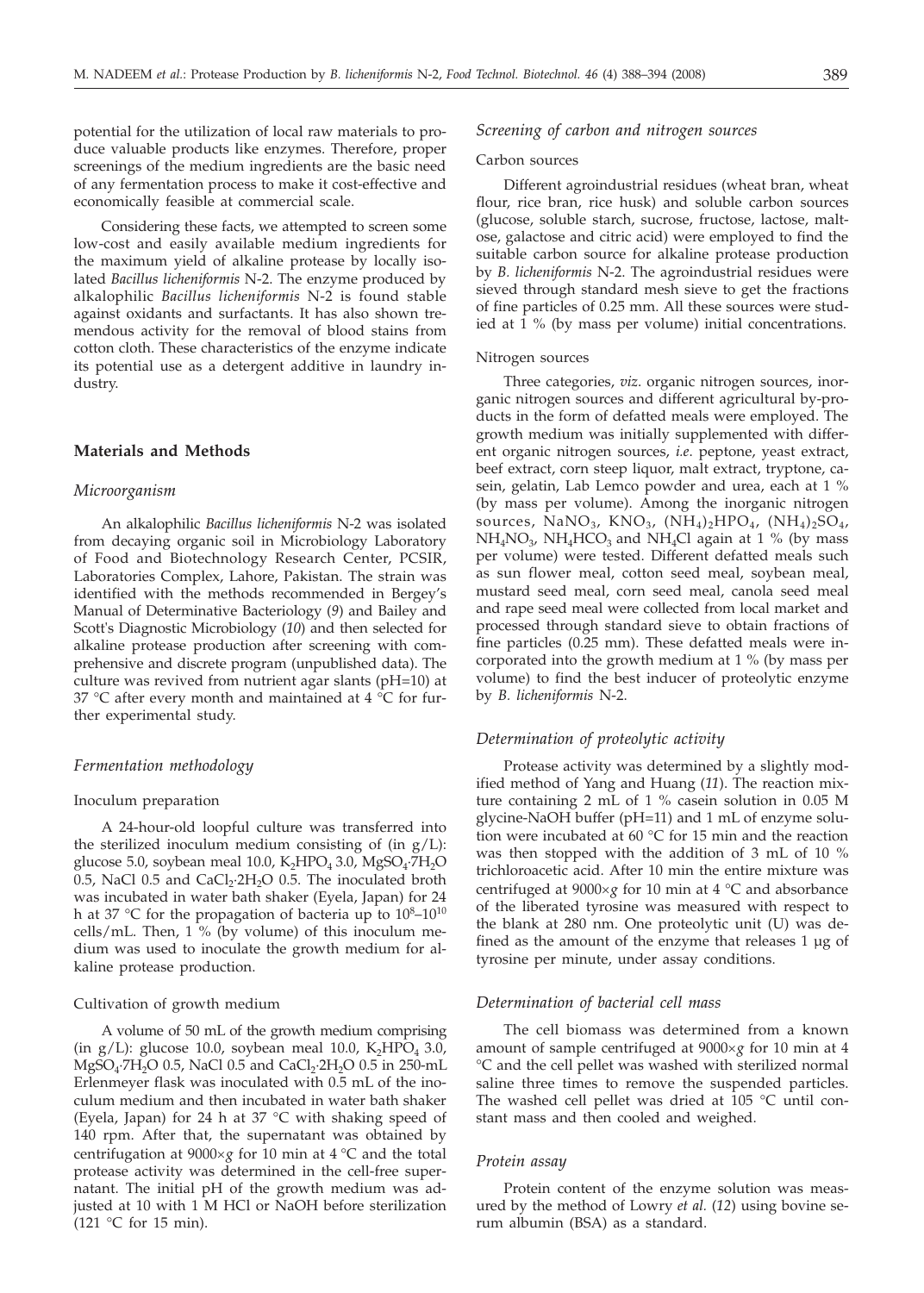potential for the utilization of local raw materials to produce valuable products like enzymes. Therefore, proper screenings of the medium ingredients are the basic need of any fermentation process to make it cost-effective and economically feasible at commercial scale.

Considering these facts, we attempted to screen some low-cost and easily available medium ingredients for the maximum yield of alkaline protease by locally isolated *Bacillus licheniformis* N-2. The enzyme produced by alkalophilic *Bacillus licheniformis* N-2 is found stable against oxidants and surfactants. It has also shown tremendous activity for the removal of blood stains from cotton cloth. These characteristics of the enzyme indicate its potential use as a detergent additive in laundry industry.

## Materials and Methods

### Microorganism

An alkalophilic *Bacillus licheniformis* N-2 was isolated from decaying organic soil in Microbiology Laboratory of Food and Biotechnology Research Center, PCSIR, Laboratories Complex, Lahore, Pakistan. The strain was identified with the methods recommended in Bergey's Manual of Determinative Bacteriology (*9*) and Bailey and Scott's Diagnostic Microbiology (*10*) and then selected for alkaline protease production after screening with comprehensive and discrete program (unpublished data). The culture was revived from nutrient agar slants (pH=10) at 37 °C after every month and maintained at 4 °C for further experimental study.

### Fermentation methodology

#### Inoculum preparation

A 24-hour-old loopful culture was transferred into the sterilized inoculum medium consisting of (in g/L): glucose 5.0, soybean meal 10.0, $K_2HPO_4$ 3.0, $MgSO_4·7H_2O$ 0.5, NaCl 0.5 and $CaCl_2·2H_2O$ 0.5. The inoculated broth was incubated in water bath shaker (Eyela, Japan) for 24 h at 37 °C for the propagation of bacteria up to $10^8$–$10^{10}$ cells/mL. Then, 1 % (by volume) of this inoculum medium was used to inoculate the growth medium for alkaline protease production.

#### Cultivation of growth medium

A volume of 50 mL of the growth medium comprising (in g/L): glucose 10.0, soybean meal 10.0, $K_2HPO_4$ 3.0, $MgSO_4·7H_2O$ 0.5, NaCl 0.5 and $CaCl_2·2H_2O$ 0.5 in 250-mL Erlenmeyer flask was inoculated with 0.5 mL of the inoculum medium and then incubated in water bath shaker (Eyela, Japan) for 24 h at 37 °C with shaking speed of 140 rpm. After that, the supernatant was obtained by centrifugation at 9000×*g* for 10 min at 4 °C and the total protease activity was determined in the cell-free supernatant. The initial pH of the growth medium was adjusted at 10 with 1 M HCl or NaOH before sterilization (121 °C for 15 min).

### Screening of carbon and nitrogen sources

#### Carbon sources

Different agroindustrial residues (wheat bran, wheat flour, rice bran, rice husk) and soluble carbon sources (glucose, soluble starch, sucrose, fructose, lactose, maltose, galactose and citric acid) were employed to find the suitable carbon source for alkaline protease production by *B. licheniformis* N-2. The agroindustrial residues were sieved through standard mesh sieve to get the fractions of fine particles of 0.25 mm. All these sources were studied at 1 % (by mass per volume) initial concentrations.

#### Nitrogen sources

Three categories, *viz.* organic nitrogen sources, inorganic nitrogen sources and different agricultural by-products in the form of defatted meals were employed. The growth medium was initially supplemented with different organic nitrogen sources, *i.e.* peptone, yeast extract, beef extract, corn steep liquor, malt extract, tryptone, casein, gelatin, Lab Lemco powder and urea, each at 1 % (by mass per volume). Among the inorganic nitrogen sources, $NaNO_3$, $KNO_3$, $(NH_4)_2HPO_4$, $(NH_4)_2SO_4$, $NH_4NO_3$, $NH_4HCO_3$ and $NH_4Cl$ again at 1 % (by mass per volume) were tested. Different defatted meals such as sun flower meal, cotton seed meal, soybean meal, mustard seed meal, corn seed meal, canola seed meal and rape seed meal were collected from local market and processed through standard sieve to obtain fractions of fine particles (0.25 mm). These defatted meals were incorporated into the growth medium at 1 % (by mass per volume) to find the best inducer of proteolytic enzyme by *B. licheniformis* N-2.

### Determination of proteolytic activity

Protease activity was determined by a slightly modified method of Yang and Huang (*11*). The reaction mixture containing 2 mL of 1 % casein solution in 0.05 M glycine-NaOH buffer (pH=11) and 1 mL of enzyme solution were incubated at 60 °C for 15 min and the reaction was then stopped with the addition of 3 mL of 10 % trichloroacetic acid. After 10 min the entire mixture was centrifuged at 9000×*g* for 10 min at 4 °C and absorbance of the liberated tyrosine was measured with respect to the blank at 280 nm. One proteolytic unit (U) was defined as the amount of the enzyme that releases 1 µg of tyrosine per minute, under assay conditions.

### Determination of bacterial cell mass

The cell biomass was determined from a known amount of sample centrifuged at 9000×*g* for 10 min at 4 °C and the cell pellet was washed with sterilized normal saline three times to remove the suspended particles. The washed cell pellet was dried at 105 °C until constant mass and then cooled and weighed.

### Protein assay

Protein content of the enzyme solution was measured by the method of Lowry *et al.* (*12*) using bovine serum albumin (BSA) as a standard.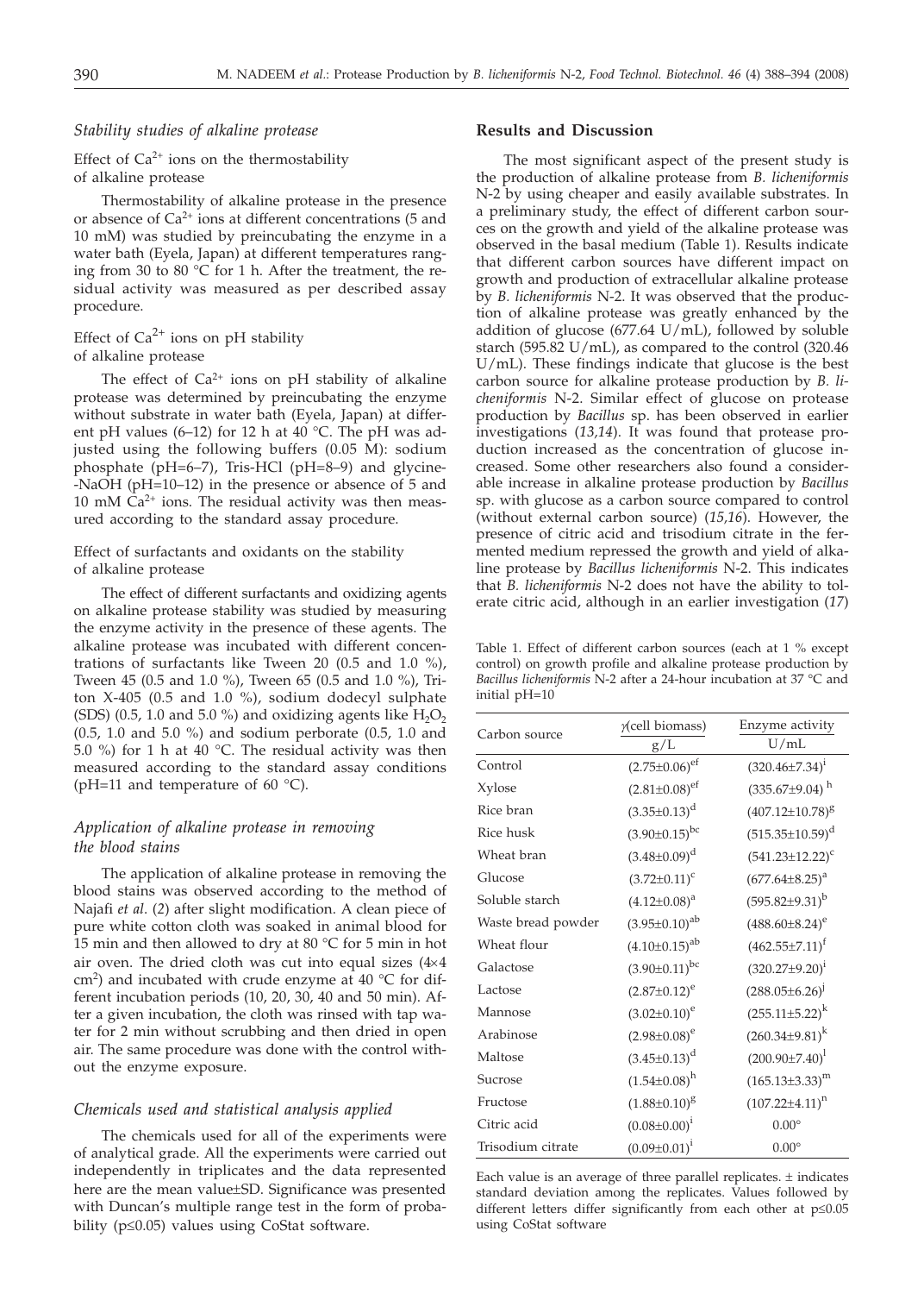### *Stability studies of alkaline protease*

Effect of $Ca^{2+}$ ions on the thermostability of alkaline protease

Thermostability of alkaline protease in the presence or absence of $Ca^{2+}$ ions at different concentrations (5 and 10 mM) was studied by preincubating the enzyme in a water bath (Eyela, Japan) at different temperatures ranging from 30 to 80 °C for 1 h. After the treatment, the residual activity was measured as per described assay procedure.

Effect of $Ca^{2+}$ ions on pH stability of alkaline protease

The effect of $Ca^{2+}$ ions on pH stability of alkaline protease was determined by preincubating the enzyme without substrate in water bath (Eyela, Japan) at different pH values (6–12) for 12 h at 40 °C. The pH was adjusted using the following buffers (0.05 M): sodium phosphate (pH=6–7), Tris-HCl (pH=8–9) and glycine-NaOH (pH=10–12) in the presence or absence of 5 and 10 mM $Ca^{2+}$ ions. The residual activity was then measured according to the standard assay procedure.

Effect of surfactants and oxidants on the stability of alkaline protease

The effect of different surfactants and oxidizing agents on alkaline protease stability was studied by measuring the enzyme activity in the presence of these agents. The alkaline protease was incubated with different concentrations of surfactants like Tween 20 (0.5 and 1.0 %), Tween 45 (0.5 and 1.0 %), Tween 65 (0.5 and 1.0 %), Triton X-405 (0.5 and 1.0 %), sodium dodecyl sulphate (SDS) (0.5, 1.0 and 5.0 %) and oxidizing agents like $H_2O_2$ (0.5, 1.0 and 5.0 %) and sodium perborate (0.5, 1.0 and 5.0 %) for 1 h at 40 °C. The residual activity was then measured according to the standard assay conditions (pH=11 and temperature of 60 °C).

### *Application of alkaline protease in removing the blood stains*

The application of alkaline protease in removing the blood stains was observed according to the method of Najafi *et al.* (*2*) after slight modification. A clean piece of pure white cotton cloth was soaked in animal blood for 15 min and then allowed to dry at 80 °C for 5 min in hot air oven. The dried cloth was cut into equal sizes (4×4 cm$^2$) and incubated with crude enzyme at 40 °C for different incubation periods (10, 20, 30, 40 and 50 min). After a given incubation, the cloth was rinsed with tap water for 2 min without scrubbing and then dried in open air. The same procedure was done with the control without the enzyme exposure.

### *Chemicals used and statistical analysis applied*

The chemicals used for all of the experiments were of analytical grade. All the experiments were carried out independently in triplicates and the data represented here are the mean value±SD. Significance was presented with Duncan's multiple range test in the form of probability ($p \leq 0.05$) values using CoStat software.

## Results and Discussion

The most significant aspect of the present study is the production of alkaline protease from *B. licheniformis* N-2 by using cheaper and easily available substrates. In a preliminary study, the effect of different carbon sources on the growth and yield of the alkaline protease was observed in the basal medium (Table 1). Results indicate that different carbon sources have different impact on growth and production of extracellular alkaline protease by *B. licheniformis* N-2. It was observed that the production of alkaline protease was greatly enhanced by the addition of glucose (677.64 U/mL), followed by soluble starch (595.82 U/mL), as compared to the control (320.46 U/mL). These findings indicate that glucose is the best carbon source for alkaline protease production by *B. licheniformis* N-2. Similar effect of glucose on protease production by *Bacillus* sp. has been observed in earlier investigations (*13,14*). It was found that protease production increased as the concentration of glucose increased. Some other researchers also found a considerable increase in alkaline protease production by *Bacillus* sp. with glucose as a carbon source compared to control (without external carbon source) (*15,16*). However, the presence of citric acid and trisodium citrate in the fermented medium repressed the growth and yield of alkaline protease by *Bacillus licheniformis* N-2. This indicates that *B. licheniformis* N-2 does not have the ability to tolerate citric acid, although in an earlier investigation (*17*)

Table 1. Effect of different carbon sources (each at 1 % except control) on growth profile and alkaline protease production by *Bacillus licheniformis* N-2 after a 24-hour incubation at 37 °C and initial pH=10

| Carbon source | $\gamma$(cell biomass) g/L | Enzyme activity U/mL |
|---|---|---|
| Control | $(2.75\pm0.06)^{ef}$ | $(320.46\pm7.34)^{i}$ |
| Xylose | $(2.81\pm0.08)^{ef}$ | $(335.67\pm9.04)^{h}$ |
| Rice bran | $(3.35\pm0.13)^{d}$ | $(407.12\pm10.78)^{g}$ |
| Rice husk | $(3.90\pm0.15)^{bc}$ | $(515.35\pm10.59)^{d}$ |
| Wheat bran | $(3.48\pm0.09)^{d}$ | $(541.23\pm12.22)^{c}$ |
| Glucose | $(3.72\pm0.11)^{c}$ | $(677.64\pm8.25)^{a}$ |
| Soluble starch | $(4.12\pm0.08)^{a}$ | $(595.82\pm9.31)^{b}$ |
| Waste bread powder | $(3.95\pm0.10)^{ab}$ | $(488.60\pm8.24)^{e}$ |
| Wheat flour | $(4.10\pm0.15)^{ab}$ | $(462.55\pm7.11)^{f}$ |
| Galactose | $(3.90\pm0.11)^{bc}$ | $(320.27\pm9.20)^{i}$ |
| Lactose | $(2.87\pm0.12)^{e}$ | $(288.05\pm6.26)^{j}$ |
| Mannose | $(3.02\pm0.10)^{e}$ | $(255.11\pm5.22)^{k}$ |
| Arabinose | $(2.98\pm0.08)^{e}$ | $(260.34\pm9.81)^{k}$ |
| Maltose | $(3.45\pm0.13)^{d}$ | $(200.90\pm7.40)^{l}$ |
| Sucrose | $(1.54\pm0.08)^{h}$ | $(165.13\pm3.33)^{m}$ |
| Fructose | $(1.88\pm0.10)^{g}$ | $(107.22\pm4.11)^{n}$ |
| Citric acid | $(0.08\pm0.00)^{i}$ | $0.00^{o}$ |
| Trisodium citrate | $(0.09\pm0.01)^{i}$ | $0.00^{o}$ |

Each value is an average of three parallel replicates. ± indicates standard deviation among the replicates. Values followed by different letters differ significantly from each other at $p \leq 0.05$ using CoStat software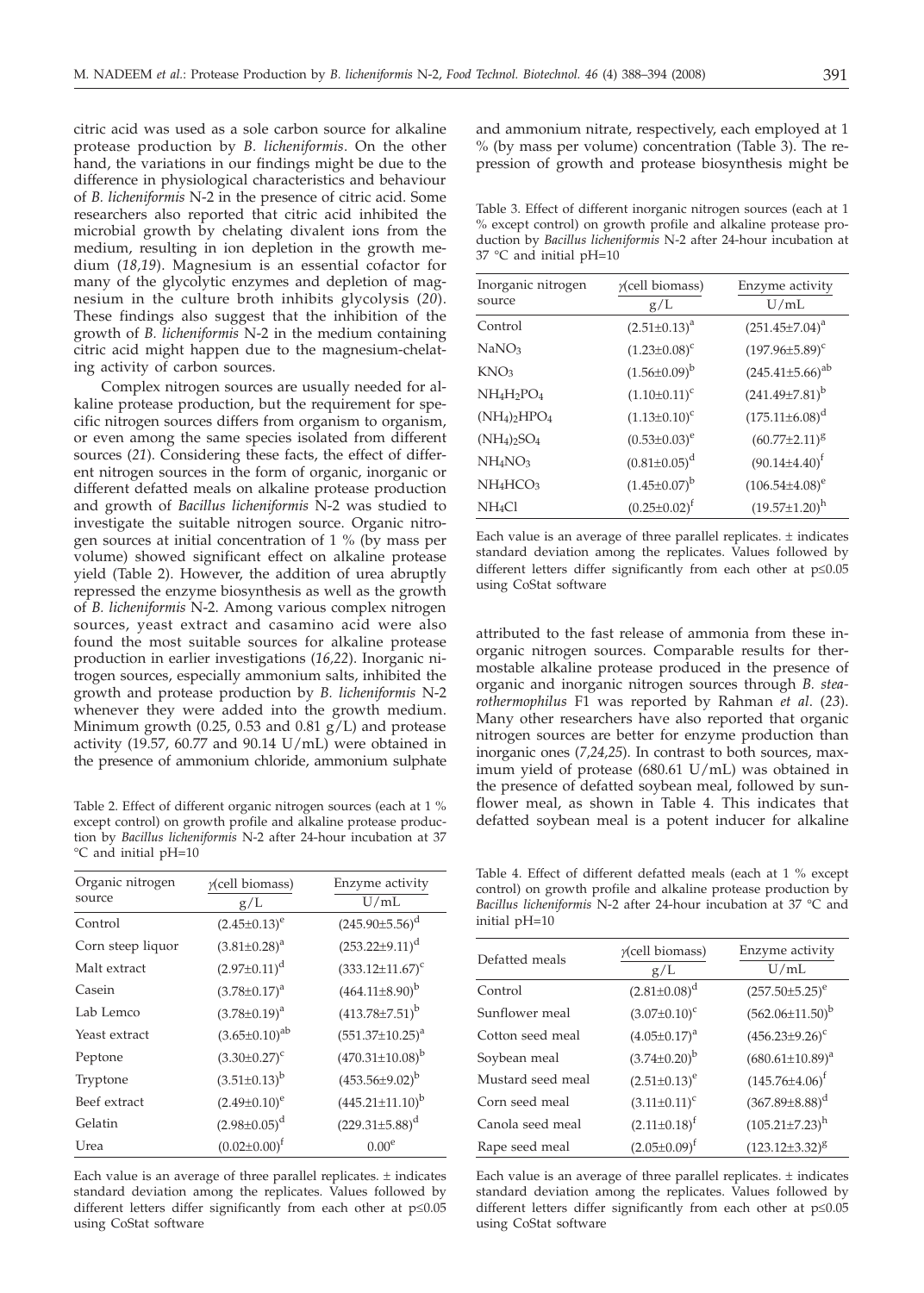citric acid was used as a sole carbon source for alkaline protease production by *B. licheniformis*. On the other hand, the variations in our findings might be due to the difference in physiological characteristics and behaviour of *B. licheniformis* N-2 in the presence of citric acid. Some researchers also reported that citric acid inhibited the microbial growth by chelating divalent ions from the medium, resulting in ion depletion in the growth medium (*18,19*). Magnesium is an essential cofactor for many of the glycolytic enzymes and depletion of magnesium in the culture broth inhibits glycolysis (*20*). These findings also suggest that the inhibition of the growth of *B. licheniformis* N-2 in the medium containing citric acid might happen due to the magnesium-chelating activity of carbon sources.

Complex nitrogen sources are usually needed for alkaline protease production, but the requirement for specific nitrogen sources differs from organism to organism, or even among the same species isolated from different sources (*21*). Considering these facts, the effect of different nitrogen sources in the form of organic, inorganic or different defatted meals on alkaline protease production and growth of *Bacillus licheniformis* N-2 was studied to investigate the suitable nitrogen source. Organic nitrogen sources at initial concentration of 1 % (by mass per volume) showed significant effect on alkaline protease yield (Table 2). However, the addition of urea abruptly repressed the enzyme biosynthesis as well as the growth of *B. licheniformis* N-2. Among various complex nitrogen sources, yeast extract and casamino acid were also found the most suitable sources for alkaline protease production in earlier investigations (*16,22*). Inorganic nitrogen sources, especially ammonium salts, inhibited the growth and protease production by *B. licheniformis* N-2 whenever they were added into the growth medium. Minimum growth (0.25, 0.53 and 0.81 g/L) and protease activity (19.57, 60.77 and 90.14 U/mL) were obtained in the presence of ammonium chloride, ammonium sulphate

Table 2. Effect of different organic nitrogen sources (each at 1 % except control) on growth profile and alkaline protease production by *Bacillus licheniformis* N-2 after 24-hour incubation at 37 °C and initial pH=10

| Organic nitrogen source | $\gamma$(cell biomass) g/L | Enzyme activity U/mL |
|---|---|---|
| Control | $(2.45\pm0.13)^{e}$ | $(245.90\pm5.56)^{d}$ |
| Corn steep liquor | $(3.81\pm0.28)^{a}$ | $(253.22\pm9.11)^{d}$ |
| Malt extract | $(2.97\pm0.11)^{d}$ | $(333.12\pm11.67)^{c}$ |
| Casein | $(3.78\pm0.17)^{a}$ | $(464.11\pm8.90)^{b}$ |
| Lab Lemco | $(3.78\pm0.19)^{a}$ | $(413.78\pm7.51)^{b}$ |
| Yeast extract | $(3.65\pm0.10)^{ab}$ | $(551.37\pm10.25)^{a}$ |
| Peptone | $(3.30\pm0.27)^{c}$ | $(470.31\pm10.08)^{b}$ |
| Tryptone | $(3.51\pm0.13)^{b}$ | $(453.56\pm9.02)^{b}$ |
| Beef extract | $(2.49\pm0.10)^{e}$ | $(445.21\pm11.10)^{b}$ |
| Gelatin | $(2.98\pm0.05)^{d}$ | $(229.31\pm5.88)^{d}$ |
| Urea | $(0.02\pm0.00)^{f}$ | $0.00^{e}$ |

Each value is an average of three parallel replicates. ± indicates standard deviation among the replicates. Values followed by different letters differ significantly from each other at p≤0.05 using CoStat software

and ammonium nitrate, respectively, each employed at 1 % (by mass per volume) concentration (Table 3). The repression of growth and protease biosynthesis might be attributed to the fast release of ammonia from these inorganic nitrogen sources. Comparable results for thermostable alkaline protease produced in the presence of organic and inorganic nitrogen sources through *B. stearothermophilus* F1 was reported by Rahman *et al.* (*23*). Many other researchers have also reported that organic nitrogen sources are better for enzyme production than inorganic ones (*7,24,25*). In contrast to both sources, maximum yield of protease (680.61 U/mL) was obtained in the presence of defatted soybean meal, followed by sunflower meal, as shown in Table 4. This indicates that defatted soybean meal is a potent inducer for alkaline

Table 3. Effect of different inorganic nitrogen sources (each at 1 % except control) on growth profile and alkaline protease production by *Bacillus licheniformis* N-2 after 24-hour incubation at 37 °C and initial pH=10

| Inorganic nitrogen source | $\gamma$(cell biomass) g/L | Enzyme activity U/mL |
|---|---|---|
| Control | $(2.51\pm0.13)^{a}$ | $(251.45\pm7.04)^{a}$ |
| $NaNO_3$ | $(1.23\pm0.08)^{c}$ | $(197.96\pm5.89)^{c}$ |
| $KNO_3$ | $(1.56\pm0.09)^{b}$ | $(245.41\pm5.66)^{ab}$ |
| $NH_4H_2PO_4$ | $(1.10\pm0.11)^{c}$ | $(241.49\pm7.81)^{b}$ |
| $(NH_4)_2HPO_4$ | $(1.13\pm0.10)^{c}$ | $(175.11\pm6.08)^{d}$ |
| $(NH_4)_2SO_4$ | $(0.53\pm0.03)^{e}$ | $(60.77\pm2.11)^{g}$ |
| $NH_4NO_3$ | $(0.81\pm0.05)^{d}$ | $(90.14\pm4.40)^{f}$ |
| $NH_4HCO_3$ | $(1.45\pm0.07)^{b}$ | $(106.54\pm4.08)^{e}$ |
| $NH_4Cl$ | $(0.25\pm0.02)^{f}$ | $(19.57\pm1.20)^{h}$ |

Each value is an average of three parallel replicates. ± indicates standard deviation among the replicates. Values followed by different letters differ significantly from each other at p≤0.05 using CoStat software

Table 4. Effect of different defatted meals (each at 1 % except control) on growth profile and alkaline protease production by *Bacillus licheniformis* N-2 after 24-hour incubation at 37 °C and initial pH=10

| Defatted meals | $\gamma$(cell biomass) g/L | Enzyme activity U/mL |
|---|---|---|
| Control | $(2.81\pm0.08)^{d}$ | $(257.50\pm5.25)^{e}$ |
| Sunflower meal | $(3.07\pm0.10)^{c}$ | $(562.06\pm11.50)^{b}$ |
| Cotton seed meal | $(4.05\pm0.17)^{a}$ | $(456.23\pm9.26)^{c}$ |
| Soybean meal | $(3.74\pm0.20)^{b}$ | $(680.61\pm10.89)^{a}$ |
| Mustard seed meal | $(2.51\pm0.13)^{e}$ | $(145.76\pm4.06)^{f}$ |
| Corn seed meal | $(3.11\pm0.11)^{c}$ | $(367.89\pm8.88)^{d}$ |
| Canola seed meal | $(2.11\pm0.18)^{f}$ | $(105.21\pm7.23)^{h}$ |
| Rape seed meal | $(2.05\pm0.09)^{f}$ | $(123.12\pm3.32)^{g}$ |

Each value is an average of three parallel replicates. ± indicates standard deviation among the replicates. Values followed by different letters differ significantly from each other at p≤0.05 using CoStat software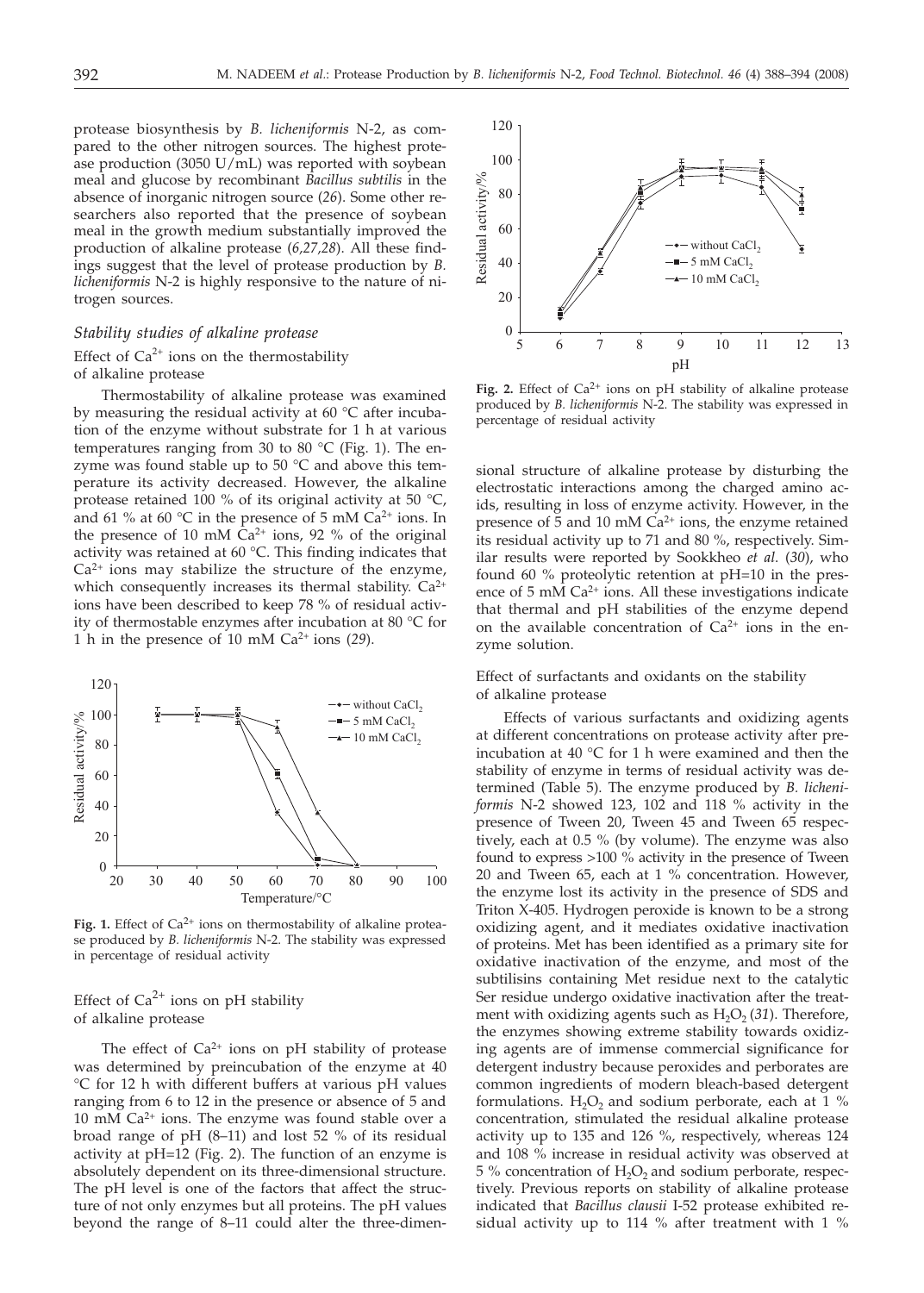protease biosynthesis by *B. licheniformis* N-2, as compared to the other nitrogen sources. The highest protease production (3050 U/mL) was reported with soybean meal and glucose by recombinant *Bacillus subtilis* in the absence of inorganic nitrogen source (*26*). Some other researchers also reported that the presence of soybean meal in the growth medium substantially improved the production of alkaline protease (*6,27,28*). All these findings suggest that the level of protease production by *B. licheniformis* N-2 is highly responsive to the nature of nitrogen sources.

### *Stability studies of alkaline protease*

#### Effect of $Ca^{2+}$ ions on the thermostability of alkaline protease

Thermostability of alkaline protease was examined by measuring the residual activity at 60 °C after incubation of the enzyme without substrate for 1 h at various temperatures ranging from 30 to 80 °C (Fig. 1). The enzyme was found stable up to 50 °C and above this temperature its activity decreased. However, the alkaline protease retained 100 % of its original activity at 50 °C, and 61 % at 60 °C in the presence of 5 mM $Ca^{2+}$ ions. In the presence of 10 mM $Ca^{2+}$ ions, 92 % of the original activity was retained at 60 °C. This finding indicates that $Ca^{2+}$ ions may stabilize the structure of the enzyme, which consequently increases its thermal stability. $Ca^{2+}$ ions have been described to keep 78 % of residual activity of thermostable enzymes after incubation at 80 °C for 1 h in the presence of 10 mM $Ca^{2+}$ ions (*29*).

**Fig. 1.** Effect of $Ca^{2+}$ ions on thermostability of alkaline protease produced by *B. licheniformis* N-2. The stability was expressed in percentage of residual activity

#### Effect of $Ca^{2+}$ ions on pH stability of alkaline protease

The effect of $Ca^{2+}$ ions on pH stability of protease was determined by preincubation of the enzyme at 40 °C for 12 h with different buffers at various pH values ranging from 6 to 12 in the presence or absence of 5 and 10 mM $Ca^{2+}$ ions. The enzyme was found stable over a broad range of pH (8–11) and lost 52 % of its residual activity at pH=12 (Fig. 2). The function of an enzyme is absolutely dependent on its three-dimensional structure. The pH level is one of the factors that affect the structure of not only enzymes but all proteins. The pH values beyond the range of 8–11 could alter the three-dimensional structure of alkaline protease by disturbing the electrostatic interactions among the charged amino acids, resulting in loss of enzyme activity. However, in the presence of 5 and 10 mM $Ca^{2+}$ ions, the enzyme retained its residual activity up to 71 and 80 %, respectively. Similar results were reported by Sookkheo *et al.* (*30*), who found 60 % proteolytic retention at pH=10 in the presence of 5 mM $Ca^{2+}$ ions. All these investigations indicate that thermal and pH stabilities of the enzyme depend on the available concentration of $Ca^{2+}$ ions in the enzyme solution.

**Fig. 2.** Effect of $Ca^{2+}$ ions on pH stability of alkaline protease produced by *B. licheniformis* N-2. The stability was expressed in percentage of residual activity

#### Effect of surfactants and oxidants on the stability of alkaline protease

Effects of various surfactants and oxidizing agents at different concentrations on protease activity after preincubation at 40 °C for 1 h were examined and then the stability of enzyme in terms of residual activity was determined (Table 5). The enzyme produced by *B. licheniformis* N-2 showed 123, 102 and 118 % activity in the presence of Tween 20, Tween 45 and Tween 65 respectively, each at 0.5 % (by volume). The enzyme was also found to express >100 % activity in the presence of Tween 20 and Tween 65, each at 1 % concentration. However, the enzyme lost its activity in the presence of SDS and Triton X-405. Hydrogen peroxide is known to be a strong oxidizing agent, and it mediates oxidative inactivation of proteins. Met has been identified as a primary site for oxidative inactivation of the enzyme, and most of the subtilisins containing Met residue next to the catalytic Ser residue undergo oxidative inactivation after the treatment with oxidizing agents such as $H_2O_2$ (*31*). Therefore, the enzymes showing extreme stability towards oxidizing agents are of immense commercial significance for detergent industry because peroxides and perborates are common ingredients of modern bleach-based detergent formulations. $H_2O_2$ and sodium perborate, each at 1 % concentration, stimulated the residual alkaline protease activity up to 135 and 126 %, respectively, whereas 124 and 108 % increase in residual activity was observed at 5 % concentration of $H_2O_2$ and sodium perborate, respectively. Previous reports on stability of alkaline protease indicated that *Bacillus clausii* I-52 protease exhibited residual activity up to 114 % after treatment with 1 %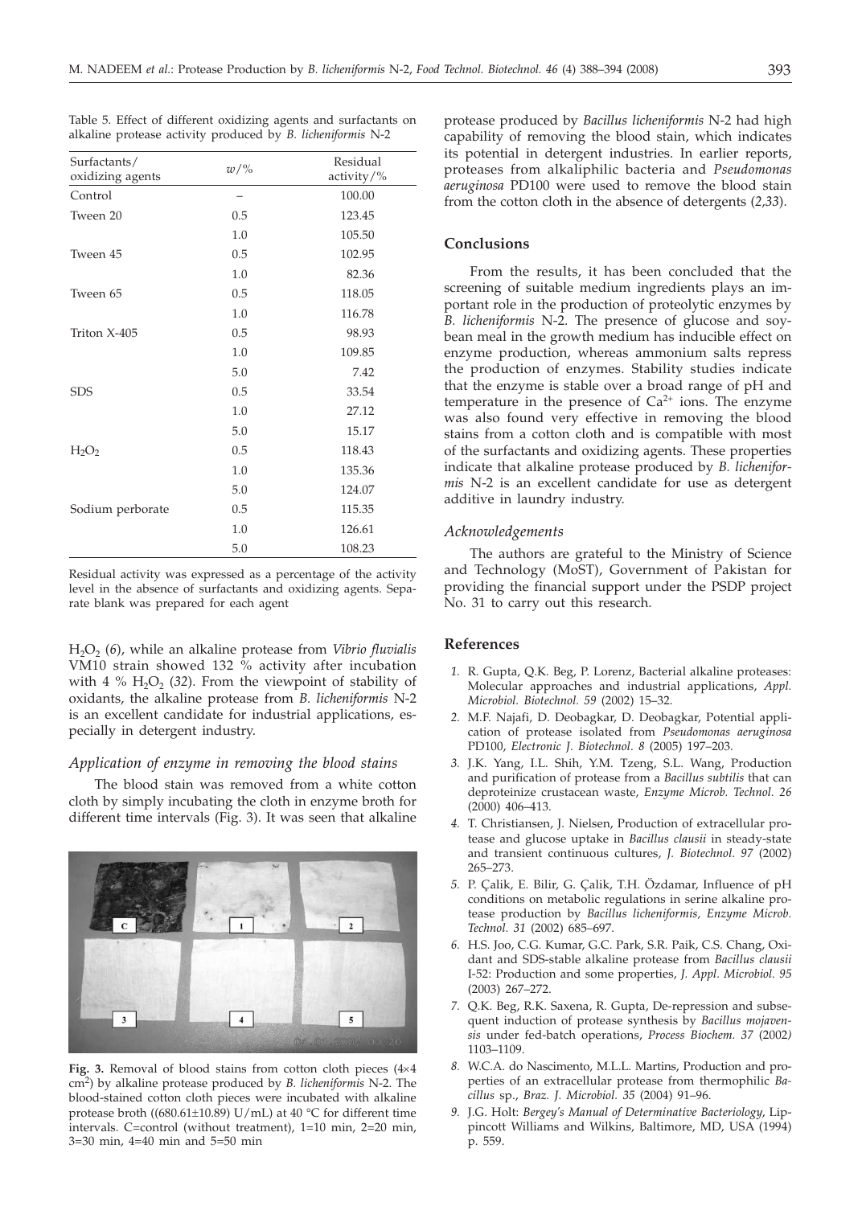Table 5. Effect of different oxidizing agents and surfactants on alkaline protease activity produced by *B. licheniformis* N-2

| Surfactants/ oxidizing agents | $w$/% | Residual activity/% |
|---|---|---|
| Control | – | 100.00 |
| Tween 20 | 0.5 | 123.45 |
| | 1.0 | 105.50 |
| Tween 45 | 0.5 | 102.95 |
| | 1.0 | 82.36 |
| Tween 65 | 0.5 | 118.05 |
| | 1.0 | 116.78 |
| Triton X-405 | 0.5 | 98.93 |
| | 1.0 | 109.85 |
| | 5.0 | 7.42 |
| SDS | 0.5 | 33.54 |
| | 1.0 | 27.12 |
| | 5.0 | 15.17 |
| $H_2O_2$ | 0.5 | 118.43 |
| | 1.0 | 135.36 |
| | 5.0 | 124.07 |
| Sodium perborate | 0.5 | 115.35 |
| | 1.0 | 126.61 |
| | 5.0 | 108.23 |

Residual activity was expressed as a percentage of the activity level in the absence of surfactants and oxidizing agents. Separate blank was prepared for each agent

$H_2O_2$ (*6*), while an alkaline protease from *Vibrio fluvialis* VM10 strain showed 132 % activity after incubation with 4 % $H_2O_2$ (*32*). From the viewpoint of stability of oxidants, the alkaline protease from *B. licheniformis* N-2 is an excellent candidate for industrial applications, especially in detergent industry.

### *Application of enzyme in removing the blood stains*

The blood stain was removed from a white cotton cloth by simply incubating the cloth in enzyme broth for different time intervals (Fig. 3). It was seen that alkaline protease produced by *Bacillus licheniformis* N-2 had high capability of removing the blood stain, which indicates its potential in detergent industries. In earlier reports, proteases from alkaliphilic bacteria and *Pseudomonas aeruginosa* PD100 were used to remove the blood stain from the cotton cloth in the absence of detergents (*2,33*).

**Fig. 3.** Removal of blood stains from cotton cloth pieces (4×4 cm$^2$) by alkaline protease produced by *B. licheniformis* N-2. The blood-stained cotton cloth pieces were incubated with alkaline protease broth ((680.61±10.89) U/mL) at 40 °C for different time intervals. C=control (without treatment), 1=10 min, 2=20 min, 3=30 min, 4=40 min and 5=50 min

## Conclusions

From the results, it has been concluded that the screening of suitable medium ingredients plays an important role in the production of proteolytic enzymes by *B. licheniformis* N-2. The presence of glucose and soybean meal in the growth medium has inducible effect on enzyme production, whereas ammonium salts repress the production of enzymes. Stability studies indicate that the enzyme is stable over a broad range of pH and temperature in the presence of $Ca^{2+}$ ions. The enzyme was also found very effective in removing the blood stains from a cotton cloth and is compatible with most of the surfactants and oxidizing agents. These properties indicate that alkaline protease produced by *B. licheniformis* N-2 is an excellent candidate for use as detergent additive in laundry industry.

### *Acknowledgements*

The authors are grateful to the Ministry of Science and Technology (MoST), Government of Pakistan for providing the financial support under the PSDP project No. 31 to carry out this research.

## References

1. R. Gupta, Q.K. Beg, P. Lorenz, Bacterial alkaline proteases: Molecular approaches and industrial applications, *Appl. Microbiol. Biotechnol. 59* (2002) 15–32.
2. M.F. Najafi, D. Deobagkar, D. Deobagkar, Potential application of protease isolated from *Pseudomonas aeruginosa* PD100, *Electronic J. Biotechnol. 8* (2005) 197–203.
3. J.K. Yang, I.L. Shih, Y.M. Tzeng, S.L. Wang, Production and purification of protease from a *Bacillus subtilis* that can deproteinize crustacean waste, *Enzyme Microb. Technol. 26* (2000) 406–413.
4. T. Christiansen, J. Nielsen, Production of extracellular protease and glucose uptake in *Bacillus clausii* in steady-state and transient continuous cultures, *J. Biotechnol. 97* (2002) 265–273.
5. P. Çalik, E. Bilir, G. Çalik, T.H. Özdamar, Influence of pH conditions on metabolic regulations in serine alkaline protease production by *Bacillus licheniformis*, *Enzyme Microb. Technol. 31* (2002) 685–697.
6. H.S. Joo, C.G. Kumar, G.C. Park, S.R. Paik, C.S. Chang, Oxidant and SDS-stable alkaline protease from *Bacillus clausii* I-52: Production and some properties, *J. Appl. Microbiol. 95* (2003) 267–272.
7. Q.K. Beg, R.K. Saxena, R. Gupta, De-repression and subsequent induction of protease synthesis by *Bacillus mojavensis* under fed-batch operations, *Process Biochem. 37* (2002) 1103–1109.
8. W.C.A. do Nascimento, M.L.L. Martins, Production and properties of an extracellular protease from thermophilic *Bacillus* sp., *Braz. J. Microbiol. 35* (2004) 91–96.
9. J.G. Holt: *Bergey's Manual of Determinative Bacteriology*, Lippincott Williams and Wilkins, Baltimore, MD, USA (1994) p. 559.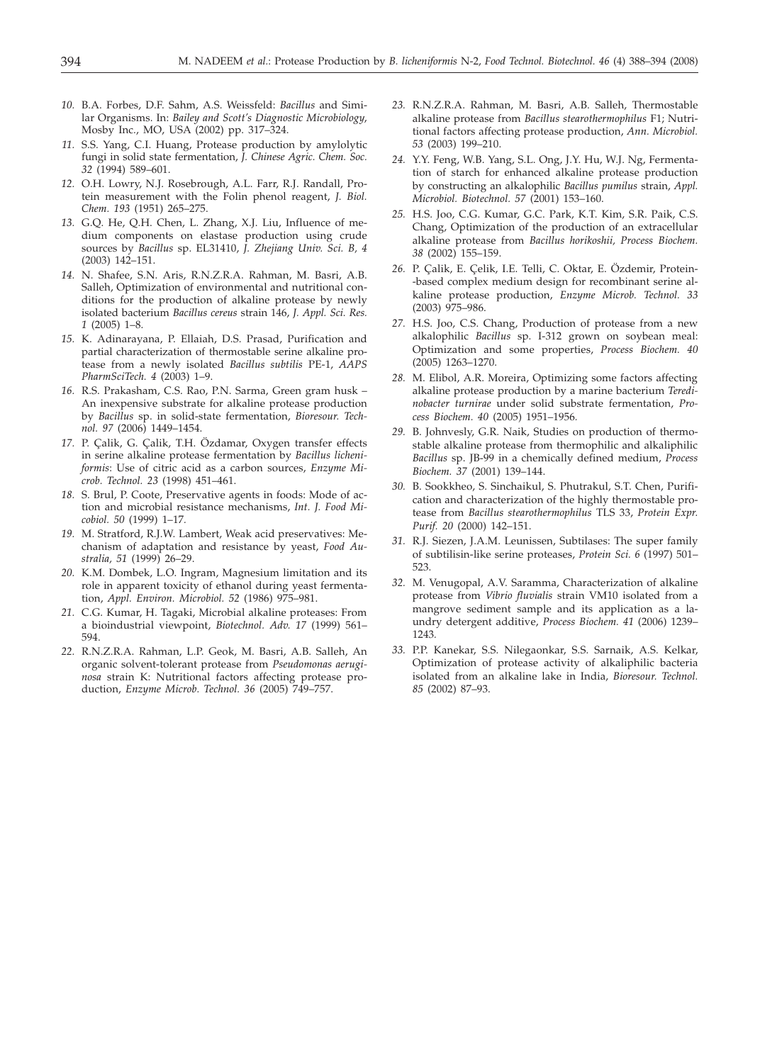10. B.A. Forbes, D.F. Sahm, A.S. Weissfeld: *Bacillus* and Similar Organisms. In: *Bailey and Scott's Diagnostic Microbiology*, Mosby Inc., MO, USA (2002) pp. 317–324.

11. S.S. Yang, C.I. Huang, Protease production by amylolytic fungi in solid state fermentation, *J. Chinese Agric. Chem. Soc. 32* (1994) 589–601.

12. O.H. Lowry, N.J. Rosebrough, A.L. Farr, R.J. Randall, Protein measurement with the Folin phenol reagent, *J. Biol. Chem. 193* (1951) 265–275.

13. G.Q. He, Q.H. Chen, L. Zhang, X.J. Liu, Influence of medium components on elastase production using crude sources by *Bacillus* sp. EL31410, *J. Zhejiang Univ. Sci. B, 4* (2003) 142–151.

14. N. Shafee, S.N. Aris, R.N.Z.R.A. Rahman, M. Basri, A.B. Salleh, Optimization of environmental and nutritional conditions for the production of alkaline protease by newly isolated bacterium *Bacillus cereus* strain 146, *J. Appl. Sci. Res. 1* (2005) 1–8.

15. K. Adinarayana, P. Ellaiah, D.S. Prasad, Purification and partial characterization of thermostable serine alkaline protease from a newly isolated *Bacillus subtilis* PE-1, *AAPS PharmSciTech. 4* (2003) 1–9.

16. R.S. Prakasham, C.S. Rao, P.N. Sarma, Green gram husk – An inexpensive substrate for alkaline protease production by *Bacillus* sp. in solid-state fermentation, *Bioresour. Technol. 97* (2006) 1449–1454.

17. P. Çalik, G. Çalik, T.H. Özdamar, Oxygen transfer effects in serine alkaline protease fermentation by *Bacillus licheniformis*: Use of citric acid as a carbon sources, *Enzyme Microb. Technol. 23* (1998) 451–461.

18. S. Brul, P. Coote, Preservative agents in foods: Mode of action and microbial resistance mechanisms, *Int. J. Food Micobiol. 50* (1999) 1–17.

19. M. Stratford, R.J.W. Lambert, Weak acid preservatives: Mechanism of adaptation and resistance by yeast, *Food Australia, 51* (1999) 26–29.

20. K.M. Dombek, L.O. Ingram, Magnesium limitation and its role in apparent toxicity of ethanol during yeast fermentation, *Appl. Environ. Microbiol. 52* (1986) 975–981.

21. C.G. Kumar, H. Tagaki, Microbial alkaline proteases: From a bioindustrial viewpoint, *Biotechnol. Adv. 17* (1999) 561–594.

22. R.N.Z.R.A. Rahman, L.P. Geok, M. Basri, A.B. Salleh, An organic solvent-tolerant protease from *Pseudomonas aeruginosa* strain K: Nutritional factors affecting protease production, *Enzyme Microb. Technol. 36* (2005) 749–757.

23. R.N.Z.R.A. Rahman, M. Basri, A.B. Salleh, Thermostable alkaline protease from *Bacillus stearothermophilus* F1; Nutritional factors affecting protease production, *Ann. Microbiol. 53* (2003) 199–210.

24. Y.Y. Feng, W.B. Yang, S.L. Ong, J.Y. Hu, W.J. Ng, Fermentation of starch for enhanced alkaline protease production by constructing an alkalophilic *Bacillus pumilus* strain, *Appl. Microbiol. Biotechnol. 57* (2001) 153–160.

25. H.S. Joo, C.G. Kumar, G.C. Park, K.T. Kim, S.R. Paik, C.S. Chang, Optimization of the production of an extracellular alkaline protease from *Bacillus horikoshii, Process Biochem. 38* (2002) 155–159.

26. P. Çalik, E. Çelik, I.E. Telli, C. Oktar, E. Özdemir, Protein-based complex medium design for recombinant serine alkaline protease production, *Enzyme Microb. Technol. 33* (2003) 975–986.

27. H.S. Joo, C.S. Chang, Production of protease from a new alkalophilic *Bacillus* sp. I-312 grown on soybean meal: Optimization and some properties, *Process Biochem. 40* (2005) 1263–1270.

28. M. Elibol, A.R. Moreira, Optimizing some factors affecting alkaline protease production by a marine bacterium *Teredinobacter turnirae* under solid substrate fermentation, *Process Biochem. 40* (2005) 1951–1956.

29. B. Johnvesly, G.R. Naik, Studies on production of thermostable alkaline protease from thermophilic and alkaliphilic *Bacillus* sp. JB-99 in a chemically defined medium, *Process Biochem. 37* (2001) 139–144.

30. B. Sookkheo, S. Sinchaikul, S. Phutrakul, S.T. Chen, Purification and characterization of the highly thermostable protease from *Bacillus stearothermophilus* TLS 33, *Protein Expr. Purif. 20* (2000) 142–151.

31. R.J. Siezen, J.A.M. Leunissen, Subtilases: The super family of subtilisin-like serine proteases, *Protein Sci. 6* (1997) 501–523.

32. M. Venugopal, A.V. Saramma, Characterization of alkaline protease from *Vibrio fluvialis* strain VM10 isolated from a mangrove sediment sample and its application as a laundry detergent additive, *Process Biochem. 41* (2006) 1239–1243.

33. P.P. Kanekar, S.S. Nilegaonkar, S.S. Sarnaik, A.S. Kelkar, Optimization of protease activity of alkaliphilic bacteria isolated from an alkaline lake in India, *Bioresour. Technol. 85* (2002) 87–93.